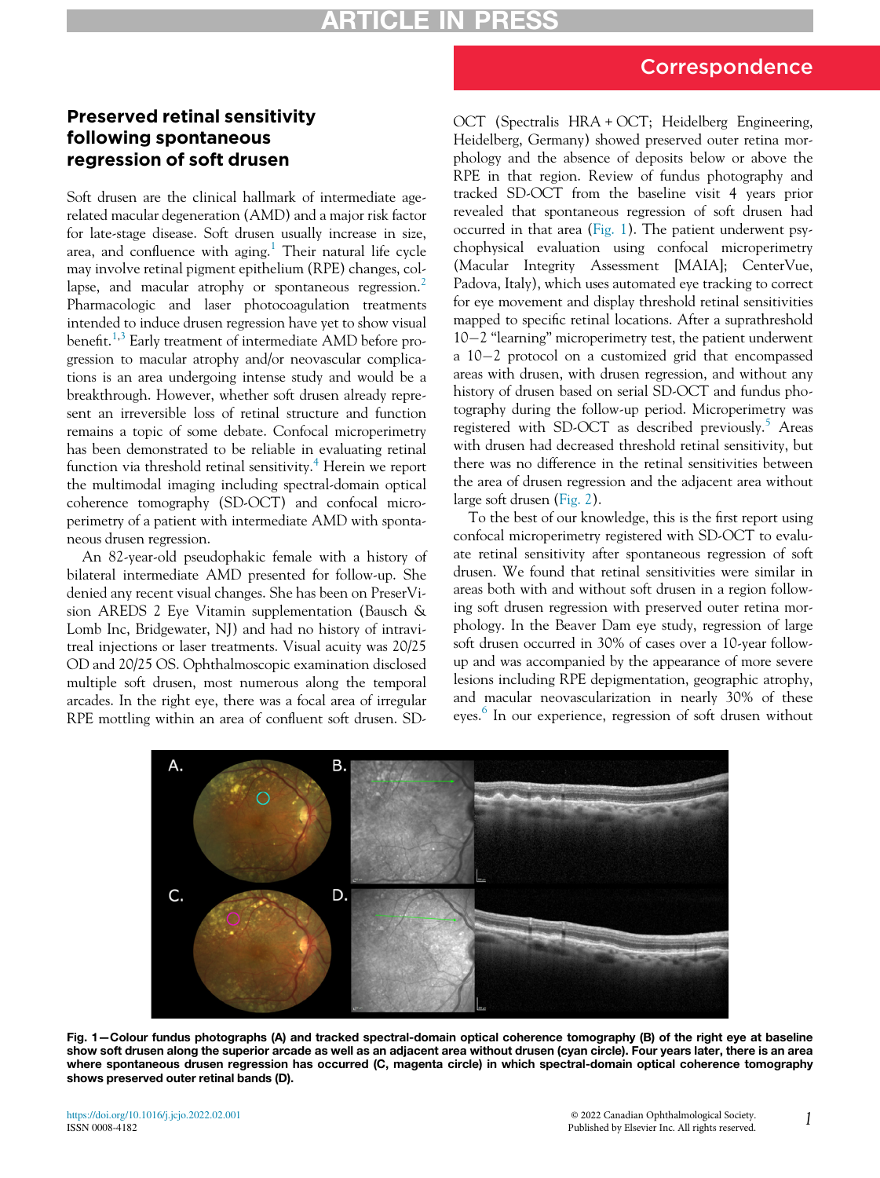## Correspondence

# Preserved retinal sensitivity following spontaneous regression of soft drusen

Soft drusen are the clinical hallmark of intermediate age-related macular degeneration (AMD) and a major risk factor for late-stage disease. Soft drusen usually increase in size, area, and confluence with aging.[1] Their natural life cycle may involve retinal pigment epithelium (RPE) changes, collapse, and macular atrophy or spontaneous regression.[2] Pharmacologic and laser photocoagulation treatments intended to induce drusen regression have yet to show visual benefit.[1,3] Early treatment of intermediate AMD before progression to macular atrophy and/or neovascular complications is an area undergoing intense study and would be a breakthrough. However, whether soft drusen already represent an irreversible loss of retinal structure and function remains a topic of some debate. Confocal microperimetry has been demonstrated to be reliable in evaluating retinal function via threshold retinal sensitivity.[4] Herein we report the multimodal imaging including spectral-domain optical coherence tomography (SD-OCT) and confocal microperimetry of a patient with intermediate AMD with spontaneous drusen regression.

An 82-year-old pseudophakic female with a history of bilateral intermediate AMD presented for follow-up. She denied any recent visual changes. She has been on PreserVision AREDS 2 Eye Vitamin supplementation (Bausch & Lomb Inc, Bridgewater, NJ) and had no history of intravitreal injections or laser treatments. Visual acuity was 20/25 OD and 20/25 OS. Ophthalmoscopic examination disclosed multiple soft drusen, most numerous along the temporal arcades. In the right eye, there was a focal area of irregular RPE mottling within an area of confluent soft drusen. SD-OCT (Spectralis HRA + OCT; Heidelberg Engineering, Heidelberg, Germany) showed preserved outer retina morphology and the absence of deposits below or above the RPE in that region. Review of fundus photography and tracked SD-OCT from the baseline visit 4 years prior revealed that spontaneous regression of soft drusen had occurred in that area (Fig. 1). The patient underwent psychophysical evaluation using confocal microperimetry (Macular Integrity Assessment [MAIA]; CenterVue, Padova, Italy), which uses automated eye tracking to correct for eye movement and display threshold retinal sensitivities mapped to specific retinal locations. After a suprathreshold 10−2 "learning" microperimetry test, the patient underwent a 10−2 protocol on a customized grid that encompassed areas with drusen, with drusen regression, and without any history of drusen based on serial SD-OCT and fundus photography during the follow-up period. Microperimetry was registered with SD-OCT as described previously.[5] Areas with drusen had decreased threshold retinal sensitivity, but there was no difference in the retinal sensitivities between the area of drusen regression and the adjacent area without large soft drusen (Fig. 2).

To the best of our knowledge, this is the first report using confocal microperimetry registered with SD-OCT to evaluate retinal sensitivity after spontaneous regression of soft drusen. We found that retinal sensitivities were similar in areas both with and without soft drusen in a region following soft drusen regression with preserved outer retina morphology. In the Beaver Dam eye study, regression of large soft drusen occurred in 30% of cases over a 10-year follow-up and was accompanied by the appearance of more severe lesions including RPE depigmentation, geographic atrophy, and macular neovascularization in nearly 30% of these eyes.[6] In our experience, regression of soft drusen without

**Fig. 1—Colour fundus photographs (A) and tracked spectral-domain optical coherence tomography (B) of the right eye at baseline show soft drusen along the superior arcade as well as an adjacent area without drusen (cyan circle). Four years later, there is an area where spontaneous drusen regression has occurred (C, magenta circle) in which spectral-domain optical coherence tomography shows preserved outer retinal bands (D).**

https://doi.org/10.1016/j.jcjo.2022.02.001
ISSN 0008-4182

© 2022 Canadian Ophthalmological Society. Published by Elsevier Inc. All rights reserved.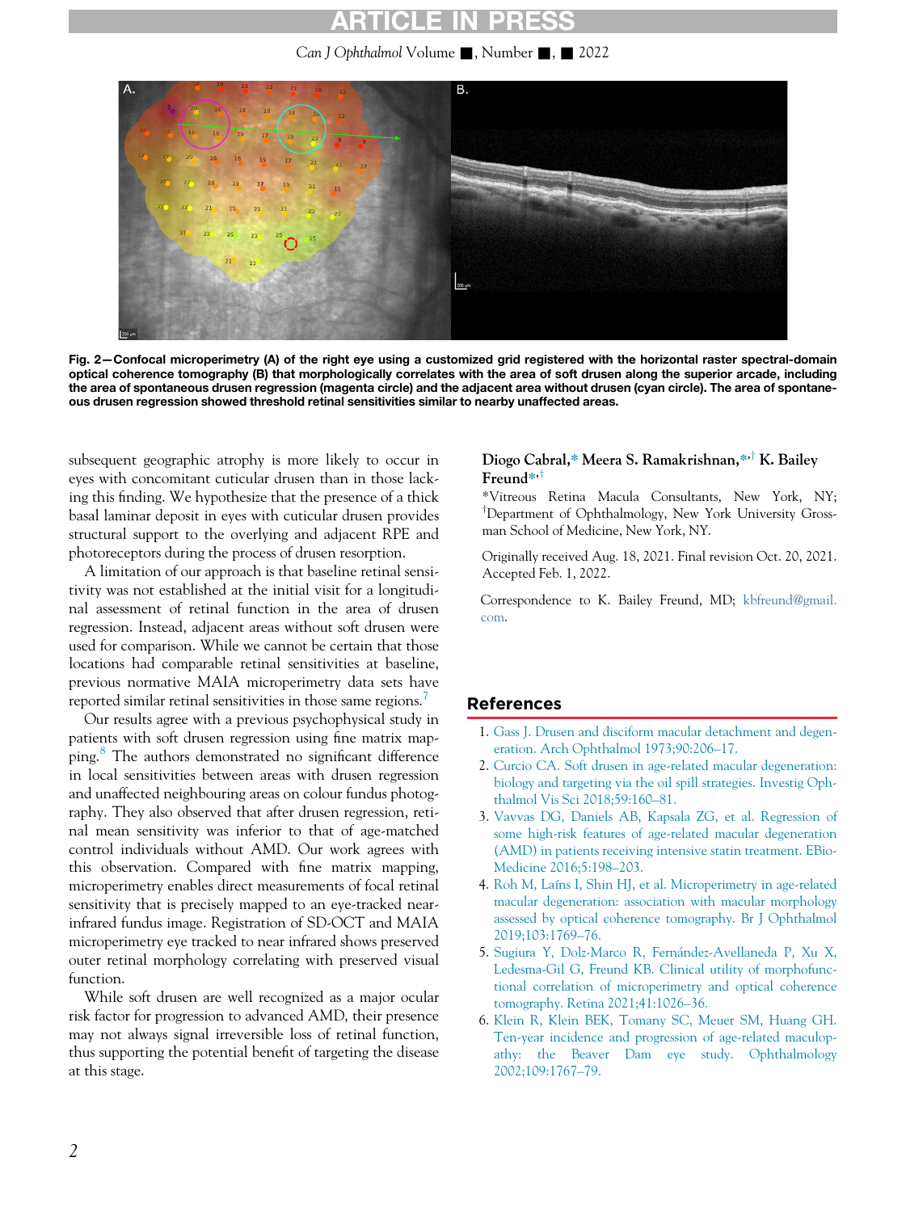**Fig. 2—Confocal microperimetry (A) of the right eye using a customized grid registered with the horizontal raster spectral-domain optical coherence tomography (B) that morphologically correlates with the area of soft drusen along the superior arcade, including the area of spontaneous drusen regression (magenta circle) and the adjacent area without drusen (cyan circle). The area of spontaneous drusen regression showed threshold retinal sensitivities similar to nearby unaffected areas.**

subsequent geographic atrophy is more likely to occur in eyes with concomitant cuticular drusen than in those lacking this finding. We hypothesize that the presence of a thick basal laminar deposit in eyes with cuticular drusen provides structural support to the overlying and adjacent RPE and photoreceptors during the process of drusen resorption.

A limitation of our approach is that baseline retinal sensitivity was not established at the initial visit for a longitudinal assessment of retinal function in the area of drusen regression. Instead, adjacent areas without soft drusen were used for comparison. While we cannot be certain that those locations had comparable retinal sensitivities at baseline, previous normative MAIA microperimetry data sets have reported similar retinal sensitivities in those same regions.[7]

Our results agree with a previous psychophysical study in patients with soft drusen regression using fine matrix mapping.[8] The authors demonstrated no significant difference in local sensitivities between areas with drusen regression and unaffected neighbouring areas on colour fundus photography. They also observed that after drusen regression, retinal mean sensitivity was inferior to that of age-matched control individuals without AMD. Our work agrees with this observation. Compared with fine matrix mapping, microperimetry enables direct measurements of focal retinal sensitivity that is precisely mapped to an eye-tracked near-infrared fundus image. Registration of SD-OCT and MAIA microperimetry eye tracked to near infrared shows preserved outer retinal morphology correlating with preserved visual function.

While soft drusen are well recognized as a major ocular risk factor for progression to advanced AMD, their presence may not always signal irreversible loss of retinal function, thus supporting the potential benefit of targeting the disease at this stage.

**Diogo Cabral,[*] Meera S. Ramakrishnan,[*,†] K. Bailey Freund[*,†]**

[*]Vitreous Retina Macula Consultants, New York, NY; [†]Department of Ophthalmology, New York University Grossman School of Medicine, New York, NY.

Originally received Aug. 18, 2021. Final revision Oct. 20, 2021. Accepted Feb. 1, 2022.

Correspondence to K. Bailey Freund, MD; kbfreund@gmail.com.

## References

1. Gass J. Drusen and disciform macular detachment and degeneration. Arch Ophthalmol 1973;90:206–17.
2. Curcio CA. Soft drusen in age-related macular degeneration: biology and targeting via the oil spill strategies. Investig Ophthalmol Vis Sci 2018;59:160–81.
3. Vavvas DG, Daniels AB, Kapsala ZG, et al. Regression of some high-risk features of age-related macular degeneration (AMD) in patients receiving intensive statin treatment. EBioMedicine 2016;5:198–203.
4. Roh M, Laíns I, Shin HJ, et al. Microperimetry in age-related macular degeneration: association with macular morphology assessed by optical coherence tomography. Br J Ophthalmol 2019;103:1769–76.
5. Sugiura Y, Dolz-Marco R, Fernández-Avellaneda P, Xu X, Ledesma-Gil G, Freund KB. Clinical utility of morphofunctional correlation of microperimetry and optical coherence tomography. Retina 2021;41:1026–36.
6. Klein R, Klein BEK, Tomany SC, Meuer SM, Huang GH. Ten-year incidence and progression of age-related maculopathy: the Beaver Dam eye study. Ophthalmology 2002;109:1767–79.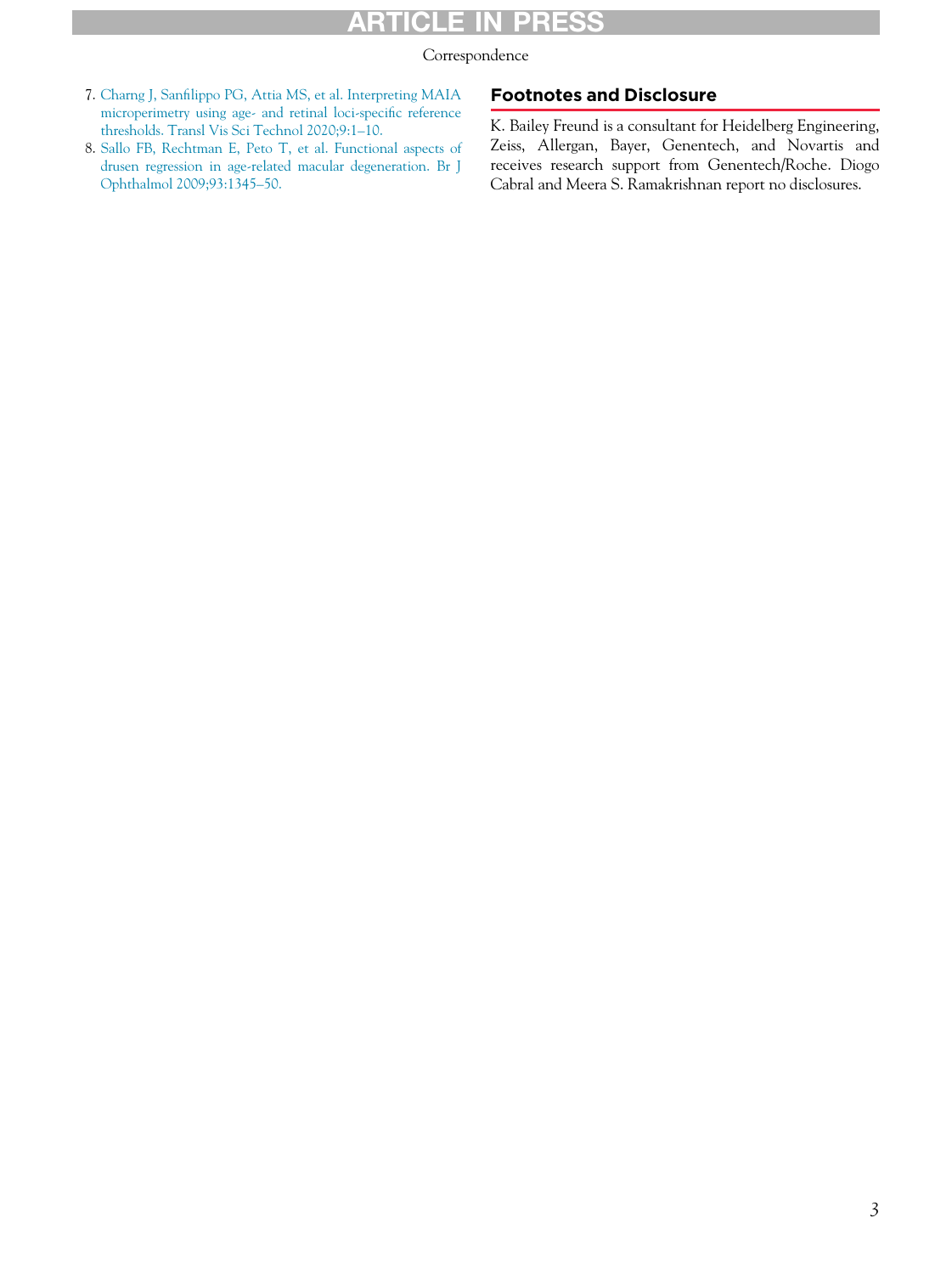7. Charng J, Sanfilippo PG, Attia MS, et al. Interpreting MAIA microperimetry using age- and retinal loci-specific reference thresholds. Transl Vis Sci Technol 2020;9:1–10.
8. Sallo FB, Rechtman E, Peto T, et al. Functional aspects of drusen regression in age-related macular degeneration. Br J Ophthalmol 2009;93:1345–50.

## Footnotes and Disclosure

K. Bailey Freund is a consultant for Heidelberg Engineering, Zeiss, Allergan, Bayer, Genentech, and Novartis and receives research support from Genentech/Roche. Diogo Cabral and Meera S. Ramakrishnan report no disclosures.